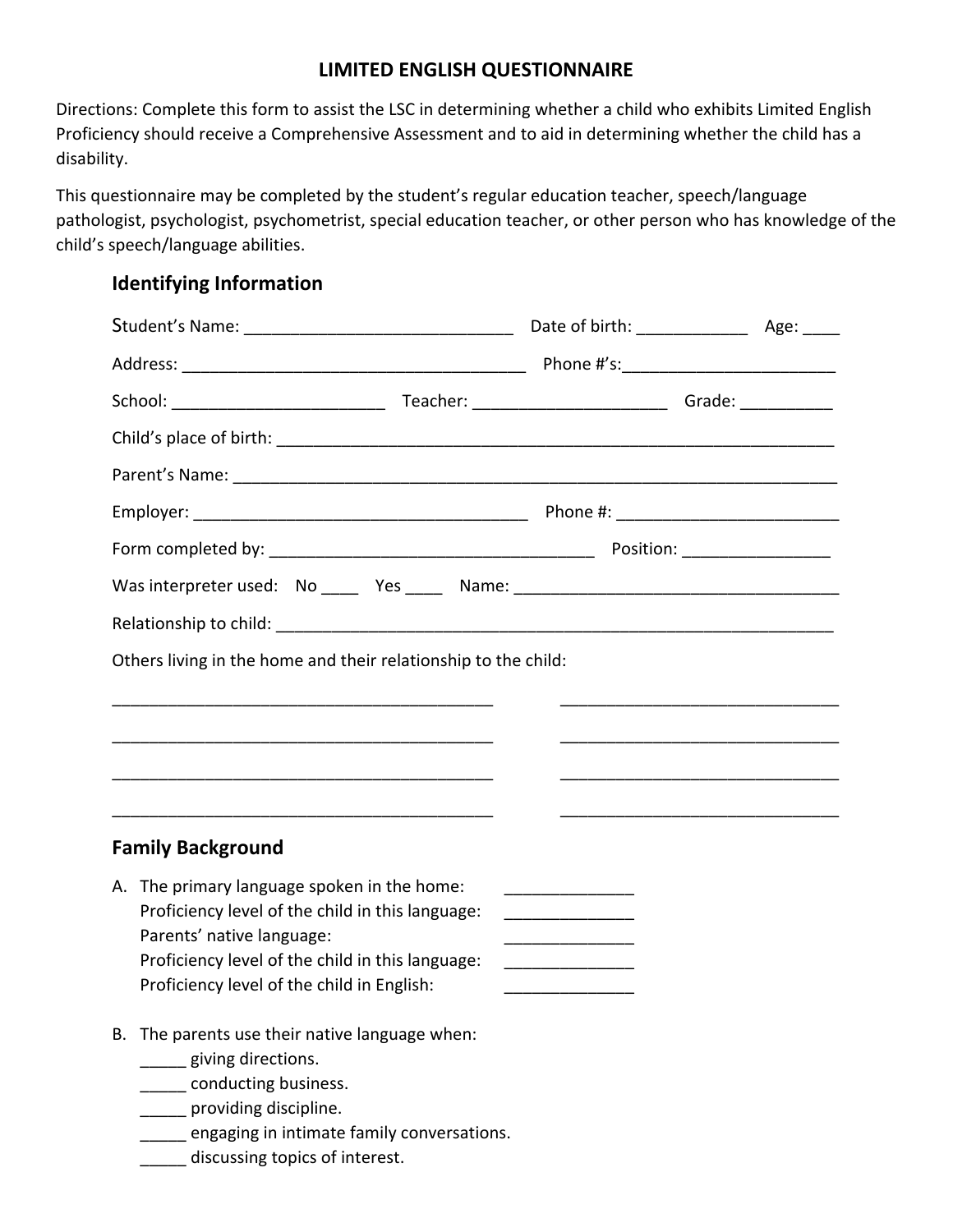# LIMITED ENGLISH QUESTIONNAIRE

Directions: Complete this form to assist the LSC in determining whether a child who exhibits Limited English Proficiency should receive a Comprehensive Assessment and to aid in determining whether the child has a disability.

This questionnaire may be completed by the student's regular education teacher, speech/language pathologist, psychologist, psychometrist, special education teacher, or other person who has knowledge of the child's speech/language abilities.

## Identifying Information

Student's Name: _____________________________ Date of birth: ____________ Age: ____

Address: ______________________________________ Phone #'s:________________________

School: _______________________ Teacher: ____________________ Grade: __________

Child's place of birth: _______________________________________________________________

Parent's Name: _____________________________________________________________________

Employer: ____________________________________ Phone #: ________________________

Form completed by: ___________________________________ Position: ________________

Was interpreter used: No ____ Yes ____ Name: ___________________________________

Relationship to child: ______________________________________________________________

Others living in the home and their relationship to the child:

__________________________________________ ______________________________

__________________________________________ ______________________________

__________________________________________ ______________________________

__________________________________________ ______________________________

## Family Background

A. The primary language spoken in the home: ______________
   Proficiency level of the child in this language: ______________
   Parents' native language: ______________
   Proficiency level of the child in this language: ______________
   Proficiency level of the child in English: ______________

B. The parents use their native language when:
   _____ giving directions.
   _____ conducting business.
   _____ providing discipline.
   _____ engaging in intimate family conversations.
   _____ discussing topics of interest.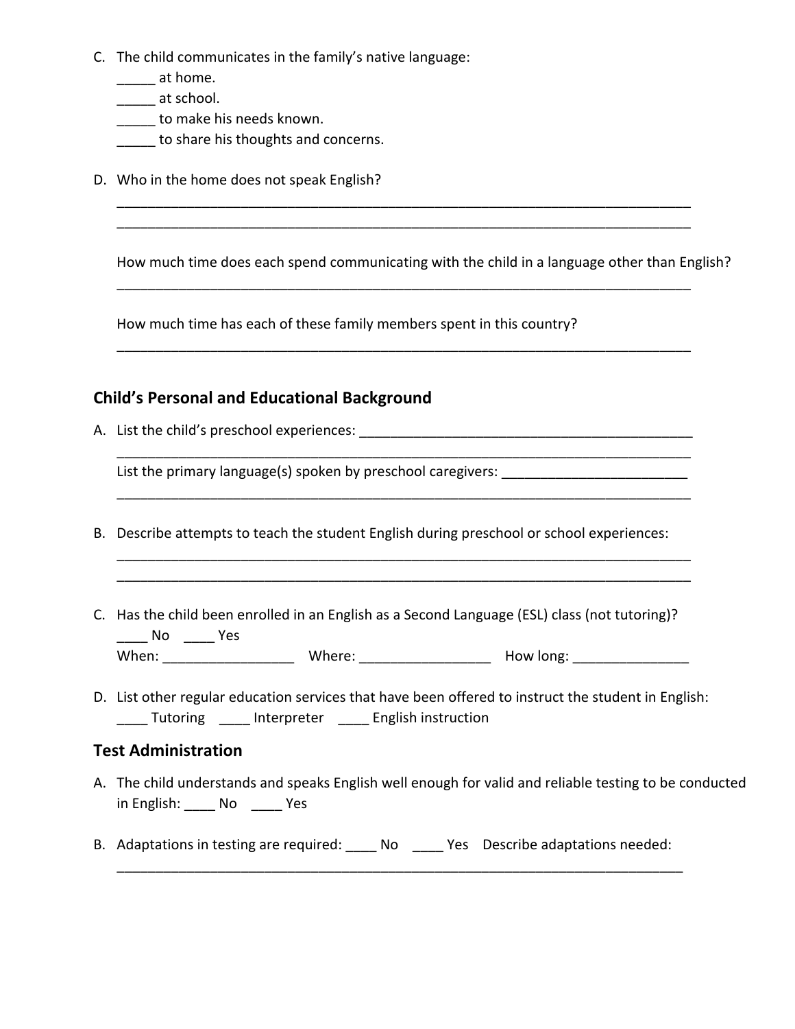C. The child communicates in the family's native language:
   _____ at home.
   _____ at school.
   _____ to make his needs known.
   _____ to share his thoughts and concerns.

D. Who in the home does not speak English?

   ___________________________________________________________________________
   ___________________________________________________________________________

   How much time does each spend communicating with the child in a language other than English?

   ___________________________________________________________________________

   How much time has each of these family members spent in this country?

   ___________________________________________________________________________

## Child's Personal and Educational Background

A. List the child's preschool experiences: ____________________________________________
   ___________________________________________________________________________
   List the primary language(s) spoken by preschool caregivers: ________________________
   ___________________________________________________________________________

B. Describe attempts to teach the student English during preschool or school experiences:
   ___________________________________________________________________________
   ___________________________________________________________________________

C. Has the child been enrolled in an English as a Second Language (ESL) class (not tutoring)?
   ____ No ____ Yes
   When: _________________ Where: _________________ How long: _______________

D. List other regular education services that have been offered to instruct the student in English:
   ____ Tutoring ____ Interpreter ____ English instruction

## Test Administration

A. The child understands and speaks English well enough for valid and reliable testing to be conducted in English: ____ No ____ Yes

B. Adaptations in testing are required: ____ No ____ Yes Describe adaptations needed:
   ___________________________________________________________________________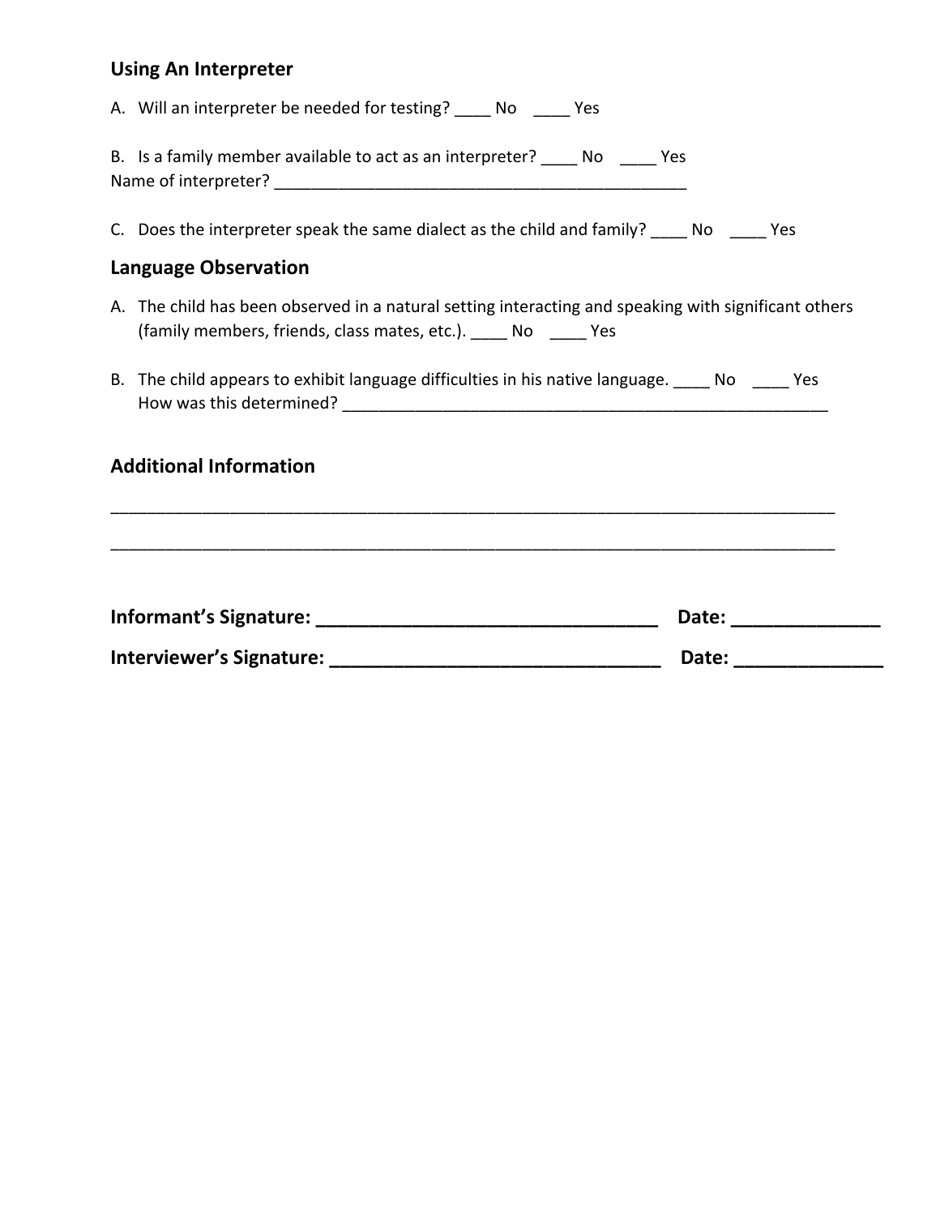## Using An Interpreter

A. Will an interpreter be needed for testing? ____ No ____ Yes

B. Is a family member available to act as an interpreter? ____ No ____ Yes
Name of interpreter? ______________________________________________

C. Does the interpreter speak the same dialect as the child and family? ____ No ____ Yes

## Language Observation

A. The child has been observed in a natural setting interacting and speaking with significant others (family members, friends, class mates, etc.). ____ No ____ Yes

B. The child appears to exhibit language difficulties in his native language. ____ No ____ Yes
How was this determined? ______________________________________________________

## Additional Information

_______________________________________________________________________________

_______________________________________________________________________________

**Informant's Signature: _________________________________ Date: ______________**

**Interviewer's Signature: ________________________________ Date: ______________**